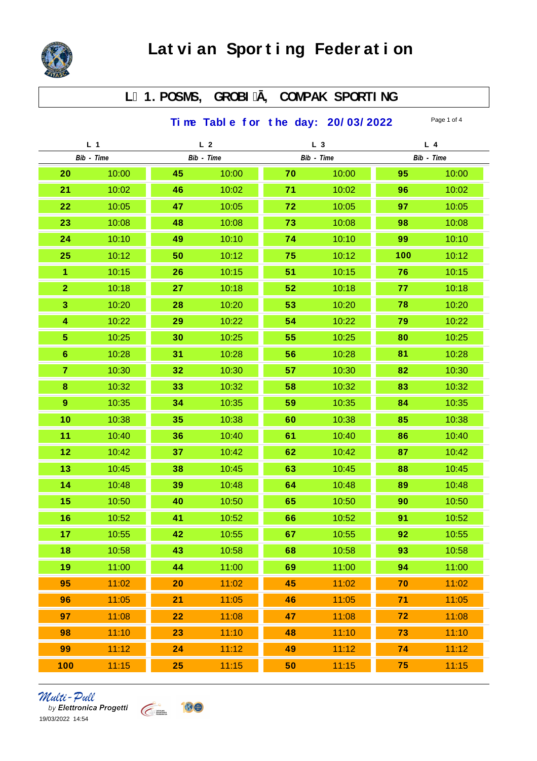# Latvian Sporting Federation

## L 1. POSMS, GROBIĀ, COMPAK SPORTING

### Time Table for the day: 20/03/2022

| L 1 | | L 2 | | L 3 | | L 4 | |
|---|---|---|---|---|---|---|---|
| *Bib* | *Time* | *Bib* | *Time* | *Bib* | *Time* | *Bib* | *Time* |
| **20** | 10:00 | **45** | 10:00 | **70** | 10:00 | **95** | 10:00 |
| **21** | 10:02 | **46** | 10:02 | **71** | 10:02 | **96** | 10:02 |
| **22** | 10:05 | **47** | 10:05 | **72** | 10:05 | **97** | 10:05 |
| **23** | 10:08 | **48** | 10:08 | **73** | 10:08 | **98** | 10:08 |
| **24** | 10:10 | **49** | 10:10 | **74** | 10:10 | **99** | 10:10 |
| **25** | 10:12 | **50** | 10:12 | **75** | 10:12 | **100** | 10:12 |
| **1** | 10:15 | **26** | 10:15 | **51** | 10:15 | **76** | 10:15 |
| **2** | 10:18 | **27** | 10:18 | **52** | 10:18 | **77** | 10:18 |
| **3** | 10:20 | **28** | 10:20 | **53** | 10:20 | **78** | 10:20 |
| **4** | 10:22 | **29** | 10:22 | **54** | 10:22 | **79** | 10:22 |
| **5** | 10:25 | **30** | 10:25 | **55** | 10:25 | **80** | 10:25 |
| **6** | 10:28 | **31** | 10:28 | **56** | 10:28 | **81** | 10:28 |
| **7** | 10:30 | **32** | 10:30 | **57** | 10:30 | **82** | 10:30 |
| **8** | 10:32 | **33** | 10:32 | **58** | 10:32 | **83** | 10:32 |
| **9** | 10:35 | **34** | 10:35 | **59** | 10:35 | **84** | 10:35 |
| **10** | 10:38 | **35** | 10:38 | **60** | 10:38 | **85** | 10:38 |
| **11** | 10:40 | **36** | 10:40 | **61** | 10:40 | **86** | 10:40 |
| **12** | 10:42 | **37** | 10:42 | **62** | 10:42 | **87** | 10:42 |
| **13** | 10:45 | **38** | 10:45 | **63** | 10:45 | **88** | 10:45 |
| **14** | 10:48 | **39** | 10:48 | **64** | 10:48 | **89** | 10:48 |
| **15** | 10:50 | **40** | 10:50 | **65** | 10:50 | **90** | 10:50 |
| **16** | 10:52 | **41** | 10:52 | **66** | 10:52 | **91** | 10:52 |
| **17** | 10:55 | **42** | 10:55 | **67** | 10:55 | **92** | 10:55 |
| **18** | 10:58 | **43** | 10:58 | **68** | 10:58 | **93** | 10:58 |
| **19** | 11:00 | **44** | 11:00 | **69** | 11:00 | **94** | 11:00 |
| **95** | 11:02 | **20** | 11:02 | **45** | 11:02 | **70** | 11:02 |
| **96** | 11:05 | **21** | 11:05 | **46** | 11:05 | **71** | 11:05 |
| **97** | 11:08 | **22** | 11:08 | **47** | 11:08 | **72** | 11:08 |
| **98** | 11:10 | **23** | 11:10 | **48** | 11:10 | **73** | 11:10 |
| **99** | 11:12 | **24** | 11:12 | **49** | 11:12 | **74** | 11:12 |
| **100** | 11:15 | **25** | 11:15 | **50** | 11:15 | **75** | 11:15 |

*Multi-Pull*
by *Elettronica Progetti*
19/03/2022 14:54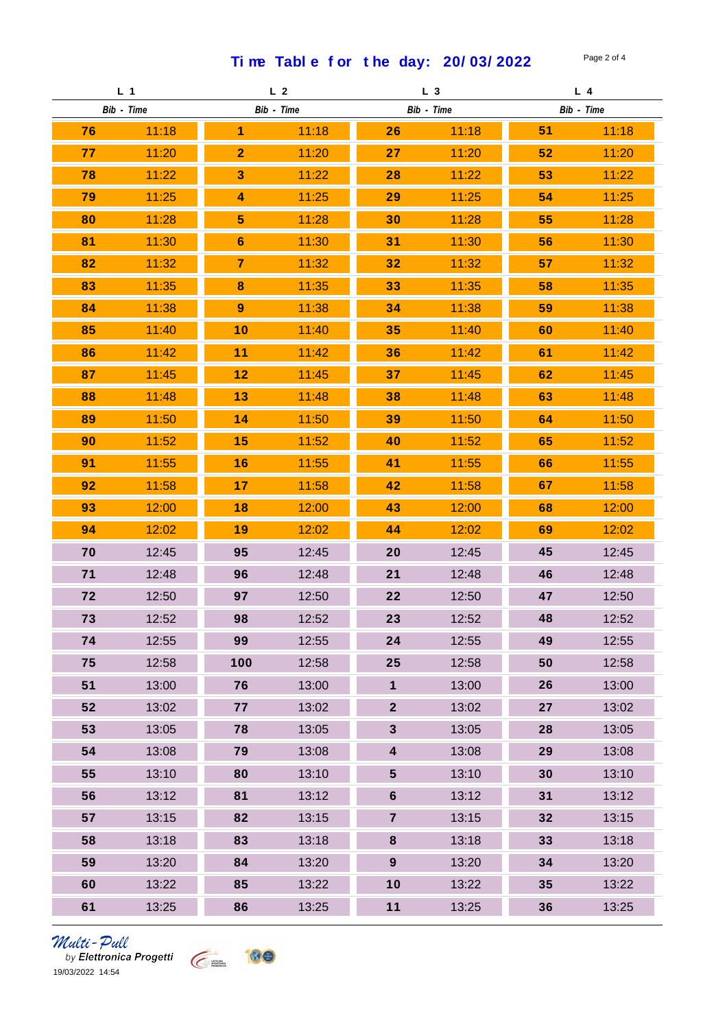## Time Table for the day: 20/03/2022

| L 1 | | L 2 | | L 3 | | L 4 | |
|---|---|---|---|---|---|---|---|
| Bib | Time | Bib | Time | Bib | Time | Bib | Time |
| 76 | 11:18 | 1 | 11:18 | 26 | 11:18 | 51 | 11:18 |
| 77 | 11:20 | 2 | 11:20 | 27 | 11:20 | 52 | 11:20 |
| 78 | 11:22 | 3 | 11:22 | 28 | 11:22 | 53 | 11:22 |
| 79 | 11:25 | 4 | 11:25 | 29 | 11:25 | 54 | 11:25 |
| 80 | 11:28 | 5 | 11:28 | 30 | 11:28 | 55 | 11:28 |
| 81 | 11:30 | 6 | 11:30 | 31 | 11:30 | 56 | 11:30 |
| 82 | 11:32 | 7 | 11:32 | 32 | 11:32 | 57 | 11:32 |
| 83 | 11:35 | 8 | 11:35 | 33 | 11:35 | 58 | 11:35 |
| 84 | 11:38 | 9 | 11:38 | 34 | 11:38 | 59 | 11:38 |
| 85 | 11:40 | 10 | 11:40 | 35 | 11:40 | 60 | 11:40 |
| 86 | 11:42 | 11 | 11:42 | 36 | 11:42 | 61 | 11:42 |
| 87 | 11:45 | 12 | 11:45 | 37 | 11:45 | 62 | 11:45 |
| 88 | 11:48 | 13 | 11:48 | 38 | 11:48 | 63 | 11:48 |
| 89 | 11:50 | 14 | 11:50 | 39 | 11:50 | 64 | 11:50 |
| 90 | 11:52 | 15 | 11:52 | 40 | 11:52 | 65 | 11:52 |
| 91 | 11:55 | 16 | 11:55 | 41 | 11:55 | 66 | 11:55 |
| 92 | 11:58 | 17 | 11:58 | 42 | 11:58 | 67 | 11:58 |
| 93 | 12:00 | 18 | 12:00 | 43 | 12:00 | 68 | 12:00 |
| 94 | 12:02 | 19 | 12:02 | 44 | 12:02 | 69 | 12:02 |
| 70 | 12:45 | 95 | 12:45 | 20 | 12:45 | 45 | 12:45 |
| 71 | 12:48 | 96 | 12:48 | 21 | 12:48 | 46 | 12:48 |
| 72 | 12:50 | 97 | 12:50 | 22 | 12:50 | 47 | 12:50 |
| 73 | 12:52 | 98 | 12:52 | 23 | 12:52 | 48 | 12:52 |
| 74 | 12:55 | 99 | 12:55 | 24 | 12:55 | 49 | 12:55 |
| 75 | 12:58 | 100 | 12:58 | 25 | 12:58 | 50 | 12:58 |
| 51 | 13:00 | 76 | 13:00 | 1 | 13:00 | 26 | 13:00 |
| 52 | 13:02 | 77 | 13:02 | 2 | 13:02 | 27 | 13:02 |
| 53 | 13:05 | 78 | 13:05 | 3 | 13:05 | 28 | 13:05 |
| 54 | 13:08 | 79 | 13:08 | 4 | 13:08 | 29 | 13:08 |
| 55 | 13:10 | 80 | 13:10 | 5 | 13:10 | 30 | 13:10 |
| 56 | 13:12 | 81 | 13:12 | 6 | 13:12 | 31 | 13:12 |
| 57 | 13:15 | 82 | 13:15 | 7 | 13:15 | 32 | 13:15 |
| 58 | 13:18 | 83 | 13:18 | 8 | 13:18 | 33 | 13:18 |
| 59 | 13:20 | 84 | 13:20 | 9 | 13:20 | 34 | 13:20 |
| 60 | 13:22 | 85 | 13:22 | 10 | 13:22 | 35 | 13:22 |
| 61 | 13:25 | 86 | 13:25 | 11 | 13:25 | 36 | 13:25 |

*Multi-Pull* by **Elettronica Progetti**
19/03/2022 14:54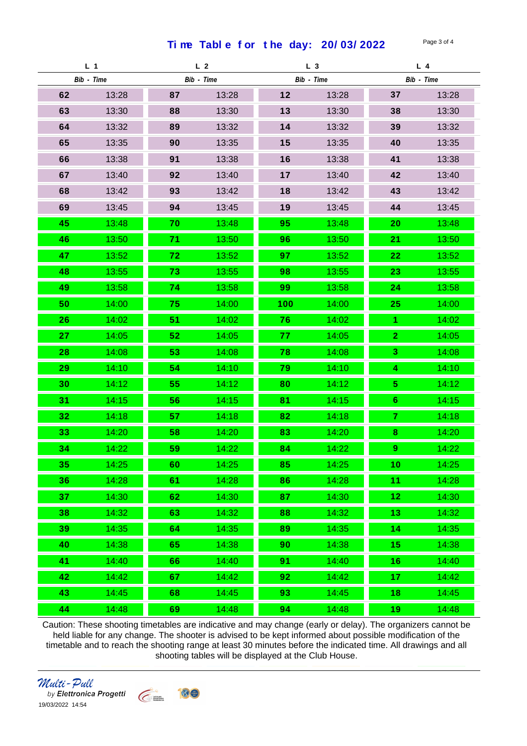# Time Table for the day: 20/03/2022

| L 1 | | L 2 | | L 3 | | L 4 | |
|---|---|---|---|---|---|---|---|
| *Bib* | *Time* | *Bib* | *Time* | *Bib* | *Time* | *Bib* | *Time* |
| **62** | 13:28 | **87** | 13:28 | **12** | 13:28 | **37** | 13:28 |
| **63** | 13:30 | **88** | 13:30 | **13** | 13:30 | **38** | 13:30 |
| **64** | 13:32 | **89** | 13:32 | **14** | 13:32 | **39** | 13:32 |
| **65** | 13:35 | **90** | 13:35 | **15** | 13:35 | **40** | 13:35 |
| **66** | 13:38 | **91** | 13:38 | **16** | 13:38 | **41** | 13:38 |
| **67** | 13:40 | **92** | 13:40 | **17** | 13:40 | **42** | 13:40 |
| **68** | 13:42 | **93** | 13:42 | **18** | 13:42 | **43** | 13:42 |
| **69** | 13:45 | **94** | 13:45 | **19** | 13:45 | **44** | 13:45 |
| **45** | 13:48 | **70** | 13:48 | **95** | 13:48 | **20** | 13:48 |
| **46** | 13:50 | **71** | 13:50 | **96** | 13:50 | **21** | 13:50 |
| **47** | 13:52 | **72** | 13:52 | **97** | 13:52 | **22** | 13:52 |
| **48** | 13:55 | **73** | 13:55 | **98** | 13:55 | **23** | 13:55 |
| **49** | 13:58 | **74** | 13:58 | **99** | 13:58 | **24** | 13:58 |
| **50** | 14:00 | **75** | 14:00 | **100** | 14:00 | **25** | 14:00 |
| **26** | 14:02 | **51** | 14:02 | **76** | 14:02 | **1** | 14:02 |
| **27** | 14:05 | **52** | 14:05 | **77** | 14:05 | **2** | 14:05 |
| **28** | 14:08 | **53** | 14:08 | **78** | 14:08 | **3** | 14:08 |
| **29** | 14:10 | **54** | 14:10 | **79** | 14:10 | **4** | 14:10 |
| **30** | 14:12 | **55** | 14:12 | **80** | 14:12 | **5** | 14:12 |
| **31** | 14:15 | **56** | 14:15 | **81** | 14:15 | **6** | 14:15 |
| **32** | 14:18 | **57** | 14:18 | **82** | 14:18 | **7** | 14:18 |
| **33** | 14:20 | **58** | 14:20 | **83** | 14:20 | **8** | 14:20 |
| **34** | 14:22 | **59** | 14:22 | **84** | 14:22 | **9** | 14:22 |
| **35** | 14:25 | **60** | 14:25 | **85** | 14:25 | **10** | 14:25 |
| **36** | 14:28 | **61** | 14:28 | **86** | 14:28 | **11** | 14:28 |
| **37** | 14:30 | **62** | 14:30 | **87** | 14:30 | **12** | 14:30 |
| **38** | 14:32 | **63** | 14:32 | **88** | 14:32 | **13** | 14:32 |
| **39** | 14:35 | **64** | 14:35 | **89** | 14:35 | **14** | 14:35 |
| **40** | 14:38 | **65** | 14:38 | **90** | 14:38 | **15** | 14:38 |
| **41** | 14:40 | **66** | 14:40 | **91** | 14:40 | **16** | 14:40 |
| **42** | 14:42 | **67** | 14:42 | **92** | 14:42 | **17** | 14:42 |
| **43** | 14:45 | **68** | 14:45 | **93** | 14:45 | **18** | 14:45 |
| **44** | 14:48 | **69** | 14:48 | **94** | 14:48 | **19** | 14:48 |

Caution: These shooting timetables are indicative and may change (early or delay). The organizers cannot be held liable for any change. The shooter is advised to be kept informed about possible modification of the timetable and to reach the shooting range at least 30 minutes before the indicated time. All drawings and all shooting tables will be displayed at the Club House.

*Multi-Pull* by ***Elettronica Progetti***

19/03/2022 14:54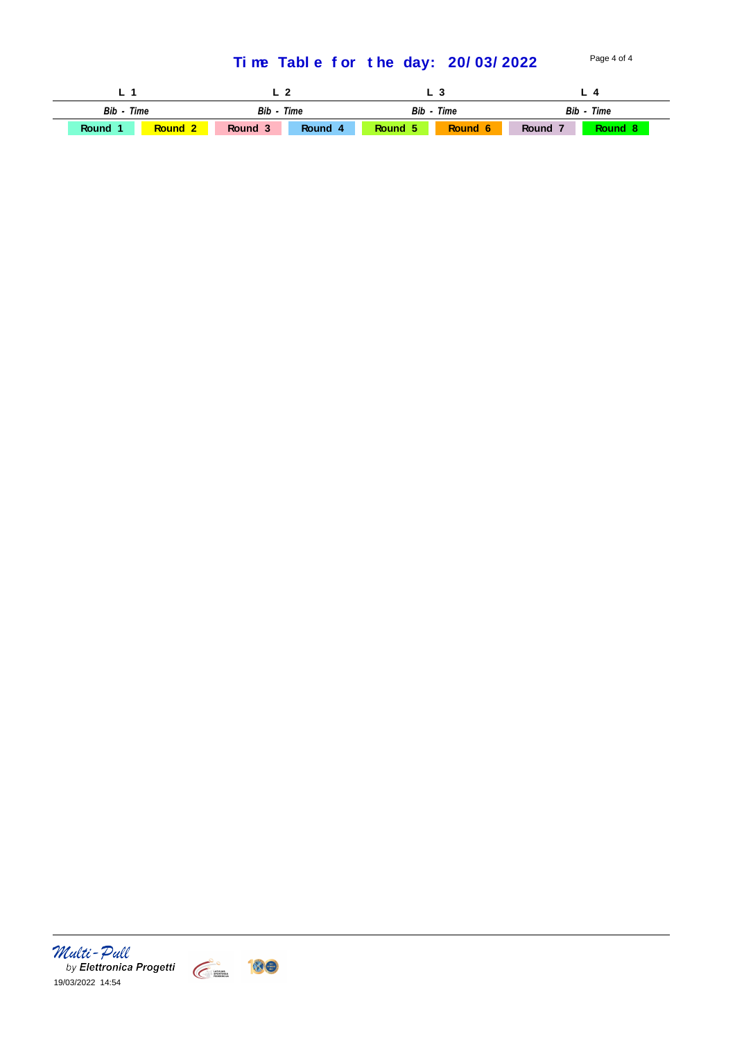# Time Table for the day: 20/03/2022

| L 1 | | L 2 | | L 3 | | L 4 | |
|---|---|---|---|---|---|---|---|
| *Bib - Time* | | *Bib - Time* | | *Bib - Time* | | *Bib - Time* | |
| Round 1 | Round 2 | Round 3 | Round 4 | Round 5 | Round 6 | Round 7 | Round 8 |

*Multi-Pull*
*by* ***Elettronica Progetti***
19/03/2022 14:54